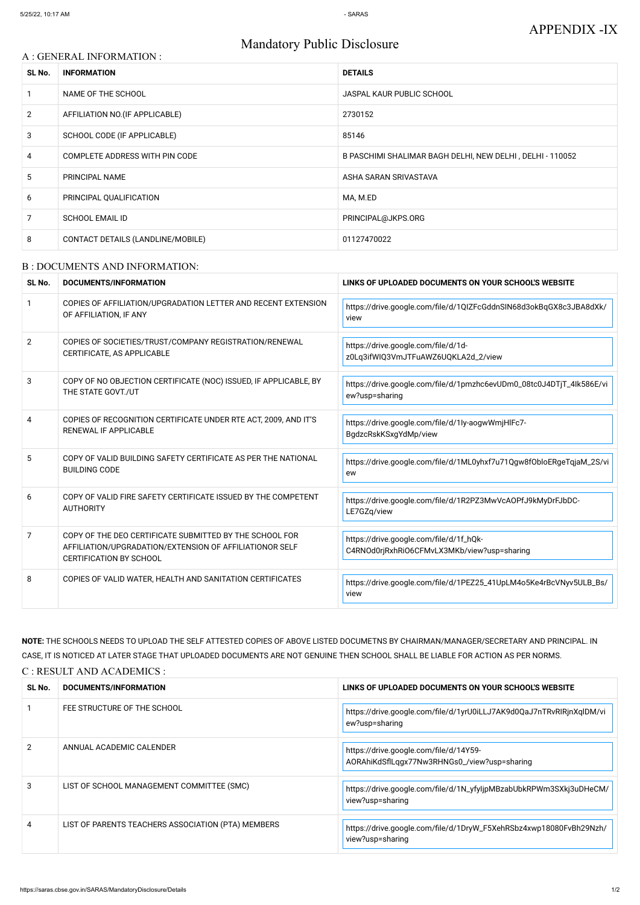APPENDIX -IX

# Mandatory Public Disclosure

## A : GENERAL INFORMATION :

| SL No. | INFORMATION | DETAILS |
|---|---|---|
| 1 | NAME OF THE SCHOOL | JASPAL KAUR PUBLIC SCHOOL |
| 2 | AFFILIATION NO.(IF APPLICABLE) | 2730152 |
| 3 | SCHOOL CODE (IF APPLICABLE) | 85146 |
| 4 | COMPLETE ADDRESS WITH PIN CODE | B PASCHIMI SHALIMAR BAGH DELHI, NEW DELHI , DELHI - 110052 |
| 5 | PRINCIPAL NAME | ASHA SARAN SRIVASTAVA |
| 6 | PRINCIPAL QUALIFICATION | MA, M.ED |
| 7 | SCHOOL EMAIL ID | PRINCIPAL@JKPS.ORG |
| 8 | CONTACT DETAILS (LANDLINE/MOBILE) | 01127470022 |

## B : DOCUMENTS AND INFORMATION:

| SL No. | DOCUMENTS/INFORMATION | LINKS OF UPLOADED DOCUMENTS ON YOUR SCHOOL'S WEBSITE |
|---|---|---|
| 1 | COPIES OF AFFILIATION/UPGRADATION LETTER AND RECENT EXTENSION OF AFFILIATION, IF ANY | https://drive.google.com/file/d/1QIZFcGddnSIN68d3okBqGX8c3JBA8dXk/view |
| 2 | COPIES OF SOCIETIES/TRUST/COMPANY REGISTRATION/RENEWAL CERTIFICATE, AS APPLICABLE | https://drive.google.com/file/d/1d-z0Lq3ifWIQ3VmJTFuAWZ6UQKLA2d_2/view |
| 3 | COPY OF NO OBJECTION CERTIFICATE (NOC) ISSUED, IF APPLICABLE, BY THE STATE GOVT./UT | https://drive.google.com/file/d/1pmzhc6evUDm0_08tc0J4DTjT_4lk586E/view?usp=sharing |
| 4 | COPIES OF RECOGNITION CERTIFICATE UNDER RTE ACT, 2009, AND IT'S RENEWAL IF APPLICABLE | https://drive.google.com/file/d/1ly-aogwWmjHlFc7-BgdzcRskKSxgYdMp/view |
| 5 | COPY OF VALID BUILDING SAFETY CERTIFICATE AS PER THE NATIONAL BUILDING CODE | https://drive.google.com/file/d/1ML0yhxf7u71Qgw8fObloERgeTqjaM_2S/view |
| 6 | COPY OF VALID FIRE SAFETY CERTIFICATE ISSUED BY THE COMPETENT AUTHORITY | https://drive.google.com/file/d/1R2PZ3MwVcAOPfJ9kMyDrFJbDC-LE7GZq/view |
| 7 | COPY OF THE DEO CERTIFICATE SUBMITTED BY THE SCHOOL FOR AFFILIATION/UPGRADATION/EXTENSION OF AFFILIATIONOR SELF CERTIFICATION BY SCHOOL | https://drive.google.com/file/d/1f_hQk-C4RNOd0rjRxhRiO6CFMvLX3MKb/view?usp=sharing |
| 8 | COPIES OF VALID WATER, HEALTH AND SANITATION CERTIFICATES | https://drive.google.com/file/d/1PEZ25_41UpLM4o5Ke4rBcVNyv5ULB_Bs/view |

**NOTE:** THE SCHOOLS NEEDS TO UPLOAD THE SELF ATTESTED COPIES OF ABOVE LISTED DOCUMETNS BY CHAIRMAN/MANAGER/SECRETARY AND PRINCIPAL. IN CASE, IT IS NOTICED AT LATER STAGE THAT UPLOADED DOCUMENTS ARE NOT GENUINE THEN SCHOOL SHALL BE LIABLE FOR ACTION AS PER NORMS.

## C : RESULT AND ACADEMICS :

| SL No. | DOCUMENTS/INFORMATION | LINKS OF UPLOADED DOCUMENTS ON YOUR SCHOOL'S WEBSITE |
|---|---|---|
| 1 | FEE STRUCTURE OF THE SCHOOL | https://drive.google.com/file/d/1yrU0iLLJ7AK9d0QaJ7nTRvRIRjnXqlDM/view?usp=sharing |
| 2 | ANNUAL ACADEMIC CALENDER | https://drive.google.com/file/d/14Y59-AORAhiKdSflLqgx77Nw3RHNGs0_/view?usp=sharing |
| 3 | LIST OF SCHOOL MANAGEMENT COMMITTEE (SMC) | https://drive.google.com/file/d/1N_yfyIjpMBzabUbkRPWm3SXkj3uDHeCM/view?usp=sharing |
| 4 | LIST OF PARENTS TEACHERS ASSOCIATION (PTA) MEMBERS | https://drive.google.com/file/d/1DryW_F5XehRSbz4xwp18080FvBh29Nzh/view?usp=sharing |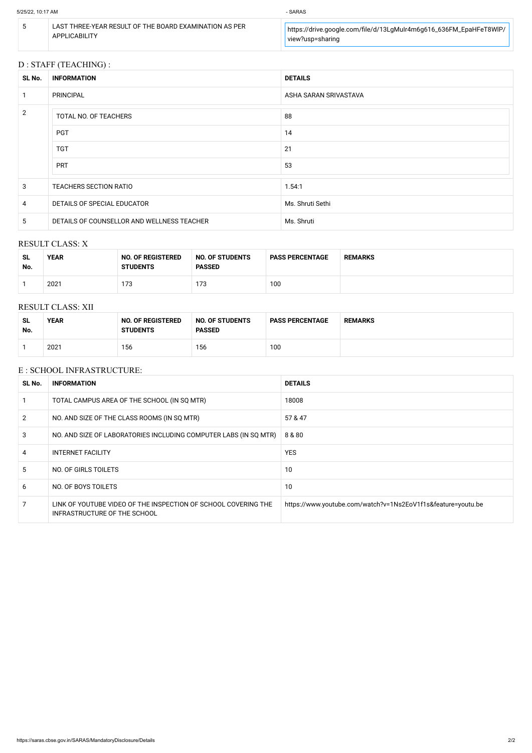| | | |
|---|---|---|
| 5 | LAST THREE-YEAR RESULT OF THE BOARD EXAMINATION AS PER APPLICABILITY | https://drive.google.com/file/d/13LgMulr4m6g616_636FM_EpaHFeT8WlP/view?usp=sharing |

## D : STAFF (TEACHING) :

| SL No. | INFORMATION | DETAILS |
|---|---|---|
| 1 | PRINCIPAL | ASHA SARAN SRIVASTAVA |
| 2 | TOTAL NO. OF TEACHERS | 88 |
| | PGT | 14 |
| | TGT | 21 |
| | PRT | 53 |
| 3 | TEACHERS SECTION RATIO | 1.54:1 |
| 4 | DETAILS OF SPECIAL EDUCATOR | Ms. Shruti Sethi |
| 5 | DETAILS OF COUNSELLOR AND WELLNESS TEACHER | Ms. Shruti |

## RESULT CLASS: X

| SL No. | YEAR | NO. OF REGISTERED STUDENTS | NO. OF STUDENTS PASSED | PASS PERCENTAGE | REMARKS |
|---|---|---|---|---|---|
| 1 | 2021 | 173 | 173 | 100 | |

## RESULT CLASS: XII

| SL No. | YEAR | NO. OF REGISTERED STUDENTS | NO. OF STUDENTS PASSED | PASS PERCENTAGE | REMARKS |
|---|---|---|---|---|---|
| 1 | 2021 | 156 | 156 | 100 | |

## E : SCHOOL INFRASTRUCTURE:

| SL No. | INFORMATION | DETAILS |
|---|---|---|
| 1 | TOTAL CAMPUS AREA OF THE SCHOOL (IN SQ MTR) | 18008 |
| 2 | NO. AND SIZE OF THE CLASS ROOMS (IN SQ MTR) | 57 & 47 |
| 3 | NO. AND SIZE OF LABORATORIES INCLUDING COMPUTER LABS (IN SQ MTR) | 8 & 80 |
| 4 | INTERNET FACILITY | YES |
| 5 | NO. OF GIRLS TOILETS | 10 |
| 6 | NO. OF BOYS TOILETS | 10 |
| 7 | LINK OF YOUTUBE VIDEO OF THE INSPECTION OF SCHOOL COVERING THE INFRASTRUCTURE OF THE SCHOOL | https://www.youtube.com/watch?v=1Ns2EoV1f1s&feature=youtu.be |